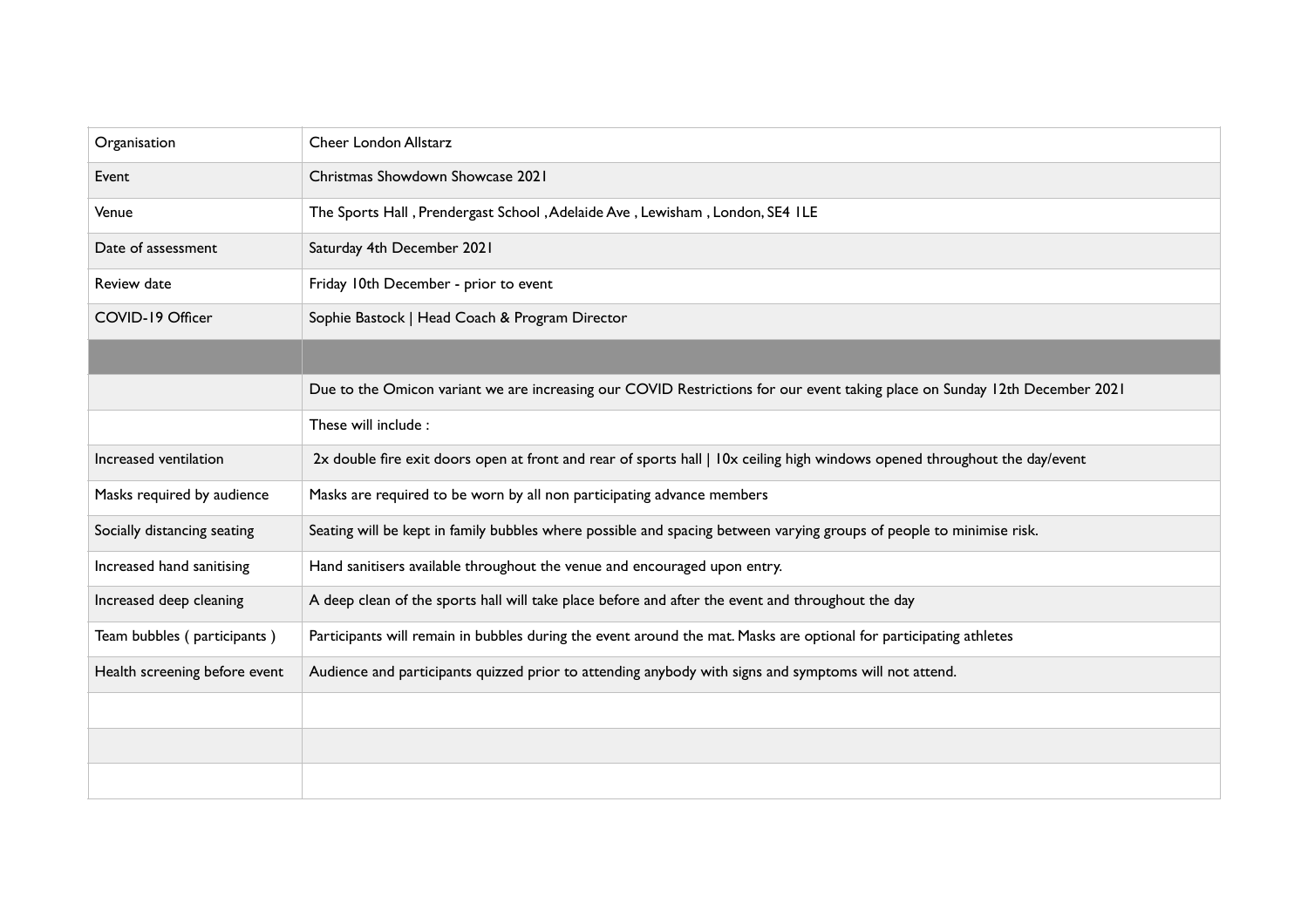| Organisation | Cheer London Allstarz |
|---|---|
| Event | Christmas Showdown Showcase 2021 |
| Venue | The Sports Hall , Prendergast School , Adelaide Ave , Lewisham , London, SE4 1LE |
| Date of assessment | Saturday 4th December 2021 |
| Review date | Friday 10th December - prior to event |
| COVID-19 Officer | Sophie Bastock \| Head Coach & Program Director |
| | |
| | Due to the Omicon variant we are increasing our COVID Restrictions for our event taking place on Sunday 12th December 2021 |
| | These will include : |
| Increased ventilation | 2x double fire exit doors open at front and rear of sports hall \| 10x ceiling high windows opened throughout the day/event |
| Masks required by audience | Masks are required to be worn by all non participating advance members |
| Socially distancing seating | Seating will be kept in family bubbles where possible and spacing between varying groups of people to minimise risk. |
| Increased hand sanitising | Hand sanitisers available throughout the venue and encouraged upon entry. |
| Increased deep cleaning | A deep clean of the sports hall will take place before and after the event and throughout the day |
| Team bubbles ( participants ) | Participants will remain in bubbles during the event around the mat. Masks are optional for participating athletes |
| Health screening before event | Audience and participants quizzed prior to attending anybody with signs and symptoms will not attend. |
| | |
| | |
| | |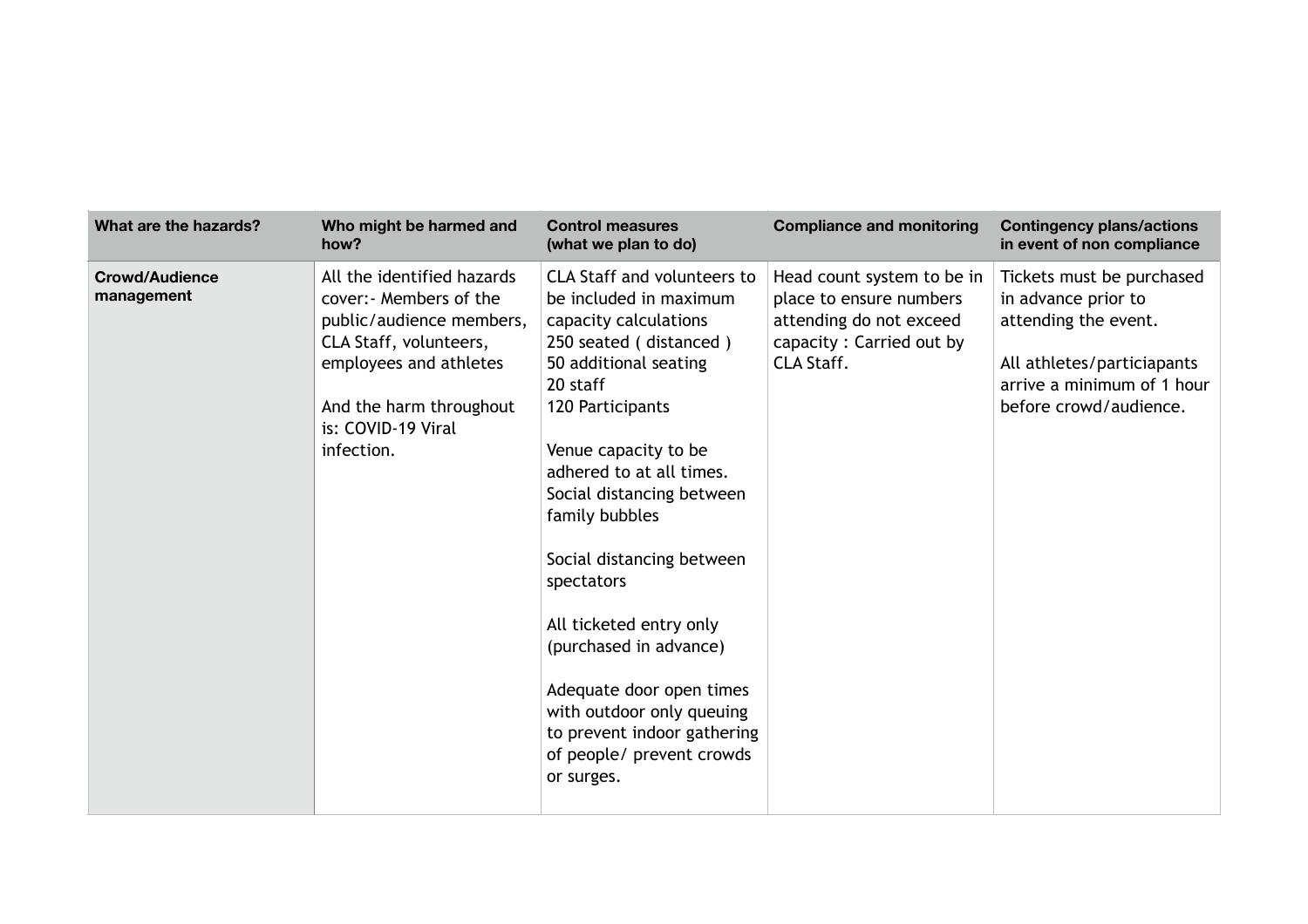| What are the hazards? | Who might be harmed and how? | Control measures (what we plan to do) | Compliance and monitoring | Contingency plans/actions in event of non compliance |
|---|---|---|---|---|
| **Crowd/Audience management** | All the identified hazards cover:- Members of the public/audience members, CLA Staff, volunteers, employees and athletes<br><br>And the harm throughout is: COVID-19 Viral infection. | CLA Staff and volunteers to be included in maximum capacity calculations<br>250 seated ( distanced )<br>50 additional seating<br>20 staff<br>120 Participants<br><br>Venue capacity to be adhered to at all times.<br>Social distancing between family bubbles<br><br>Social distancing between spectators<br><br>All ticketed entry only (purchased in advance)<br><br>Adequate door open times with outdoor only queuing to prevent indoor gathering of people/ prevent crowds or surges. | Head count system to be in place to ensure numbers attending do not exceed capacity : Carried out by CLA Staff. | Tickets must be purchased in advance prior to attending the event.<br><br>All athletes/particiapants arrive a minimum of 1 hour before crowd/audience. |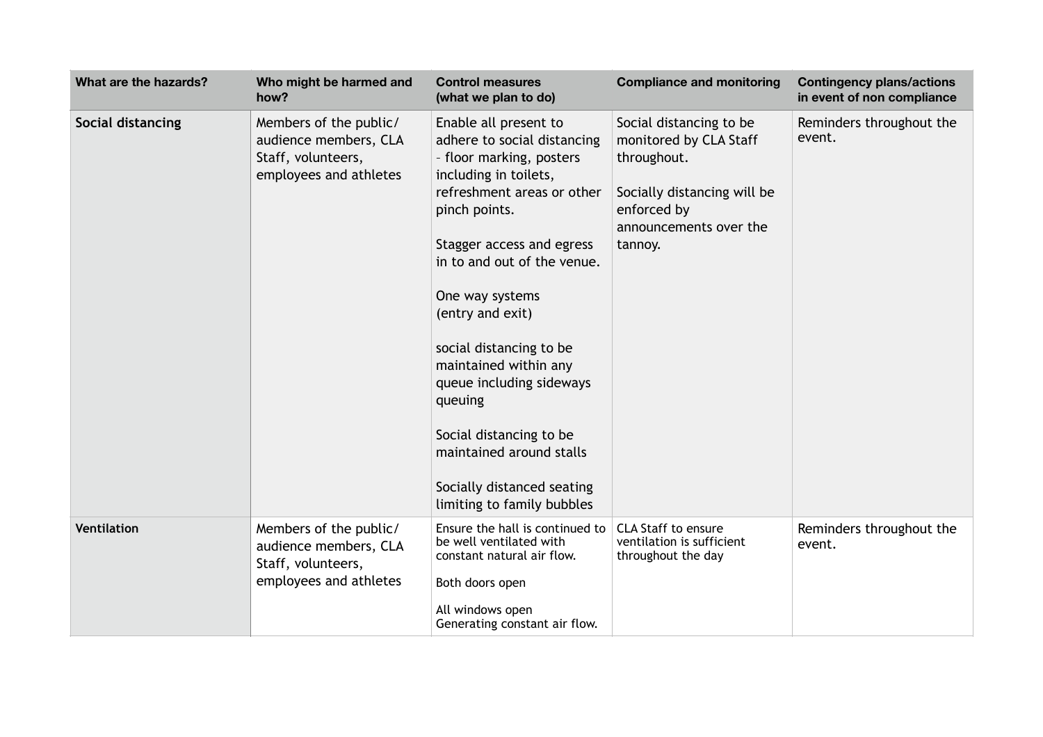| What are the hazards? | Who might be harmed and how? | Control measures (what we plan to do) | Compliance and monitoring | Contingency plans/actions in event of non compliance |
|---|---|---|---|---|
| **Social distancing** | Members of the public/ audience members, CLA Staff, volunteers, employees and athletes | Enable all present to adhere to social distancing – floor marking, posters including in toilets, refreshment areas or other pinch points.<br><br>Stagger access and egress in to and out of the venue.<br><br>One way systems (entry and exit)<br><br>social distancing to be maintained within any queue including sideways queuing<br><br>Social distancing to be maintained around stalls<br><br>Socially distanced seating limiting to family bubbles | Social distancing to be monitored by CLA Staff throughout.<br><br>Socially distancing will be enforced by announcements over the tannoy. | Reminders throughout the event. |
| **Ventilation** | Members of the public/ audience members, CLA Staff, volunteers, employees and athletes | Ensure the hall is continued to be well ventilated with constant natural air flow.<br><br>Both doors open<br><br>All windows open Generating constant air flow. | CLA Staff to ensure ventilation is sufficient throughout the day | Reminders throughout the event. |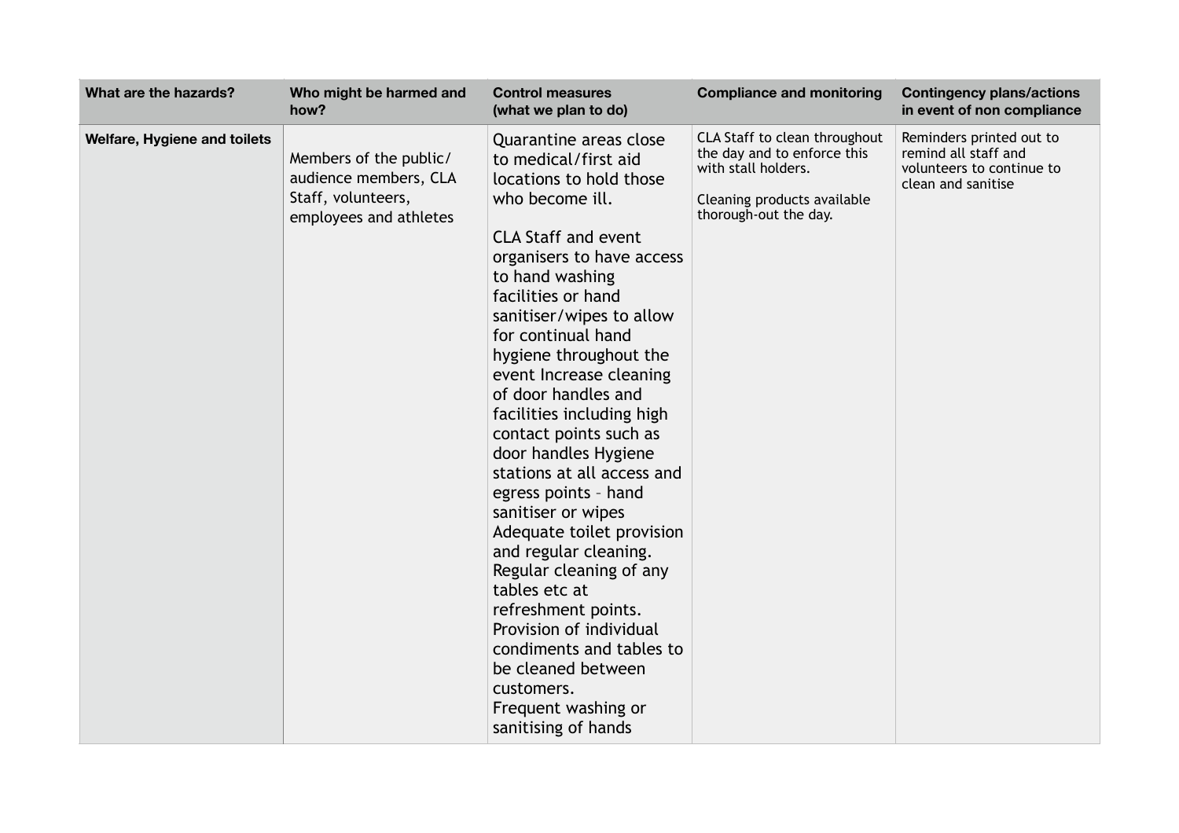| What are the hazards? | Who might be harmed and how? | Control measures (what we plan to do) | Compliance and monitoring | Contingency plans/actions in event of non compliance |
|---|---|---|---|---|
| **Welfare, Hygiene and toilets** | Members of the public/ audience members, CLA Staff, volunteers, employees and athletes | Quarantine areas close to medical/first aid locations to hold those who become ill.<br><br>CLA Staff and event organisers to have access to hand washing facilities or hand sanitiser/wipes to allow for continual hand hygiene throughout the event Increase cleaning of door handles and facilities including high contact points such as door handles Hygiene stations at all access and egress points – hand sanitiser or wipes Adequate toilet provision and regular cleaning. Regular cleaning of any tables etc at refreshment points. Provision of individual condiments and tables to be cleaned between customers.<br>Frequent washing or sanitising of hands | CLA Staff to clean throughout the day and to enforce this with stall holders.<br><br>Cleaning products available thorough-out the day. | Reminders printed out to remind all staff and volunteers to continue to clean and sanitise |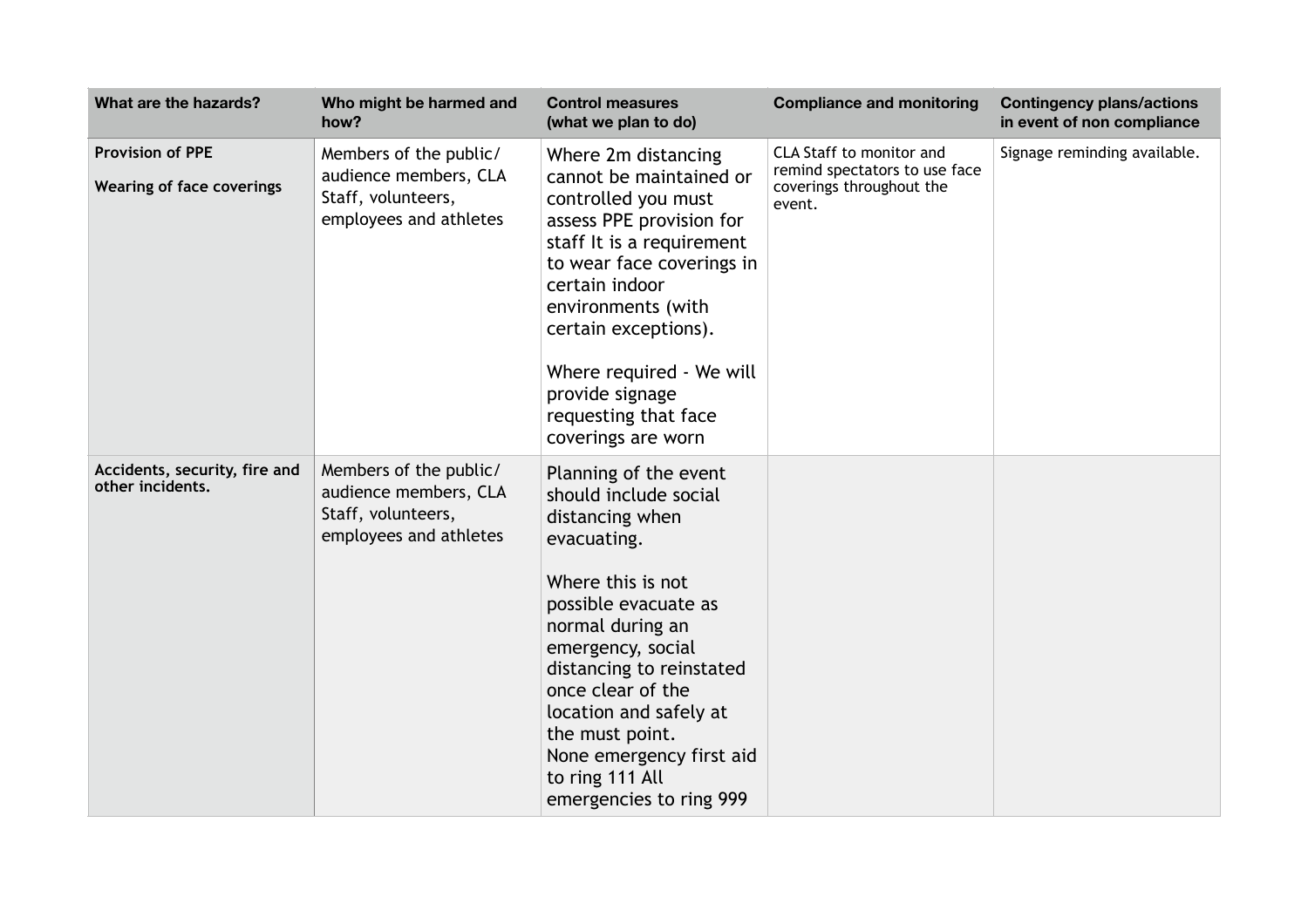| What are the hazards? | Who might be harmed and how? | Control measures (what we plan to do) | Compliance and monitoring | Contingency plans/actions in event of non compliance |
|---|---|---|---|---|
| **Provision of PPE**<br><br>**Wearing of face coverings** | Members of the public/ audience members, CLA Staff, volunteers, employees and athletes | Where 2m distancing cannot be maintained or controlled you must assess PPE provision for staff It is a requirement to wear face coverings in certain indoor environments (with certain exceptions).<br><br>Where required - We will provide signage requesting that face coverings are worn | CLA Staff to monitor and remind spectators to use face coverings throughout the event. | Signage reminding available. |
| **Accidents, security, fire and other incidents.** | Members of the public/ audience members, CLA Staff, volunteers, employees and athletes | Planning of the event should include social distancing when evacuating.<br><br>Where this is not possible evacuate as normal during an emergency, social distancing to reinstated once clear of the location and safely at the must point.<br>None emergency first aid to ring 111 All emergencies to ring 999 | | |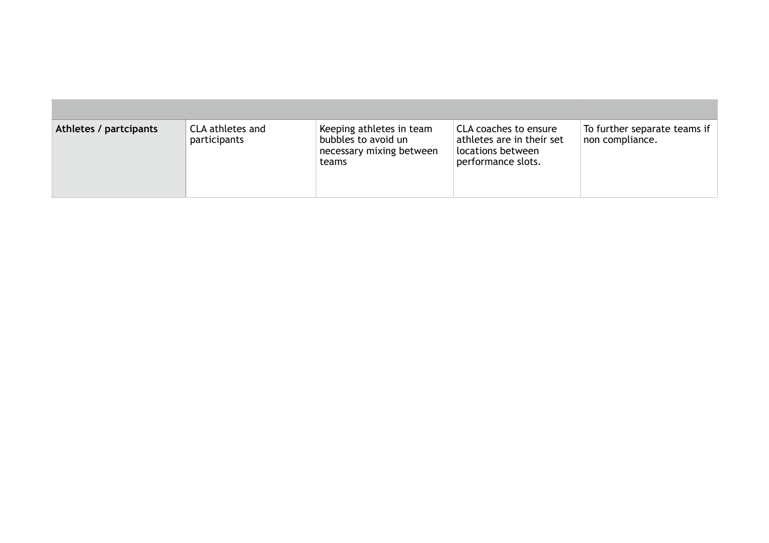| | | | | |
|---|---|---|---|---|
| **Athletes / partcipants** | CLA athletes and participants | Keeping athletes in team bubbles to avoid un necessary mixing between teams | CLA coaches to ensure athletes are in their set locations between performance slots. | To further separate teams if non compliance. |